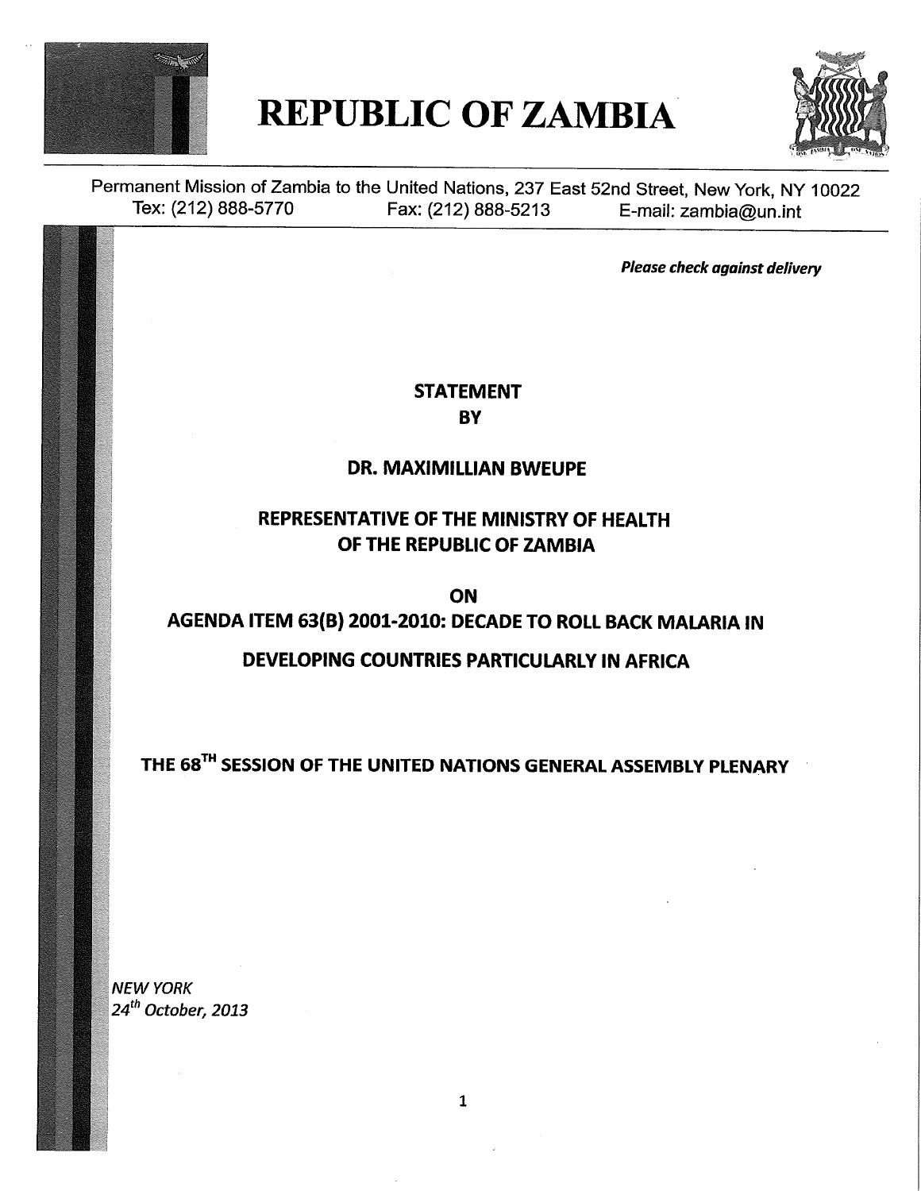# REPUBLIC OF ZAMBIA

Permanent Mission of Zambia to the United Nations, 237 East 52nd Street, New York, NY 10022
Tex: (212) 888-5770 Fax: (212) 888-5213 E-mail: zambia@un.int

***Please check against delivery***

**STATEMENT**
**BY**

**DR. MAXIMILLIAN BWEUPE**

**REPRESENTATIVE OF THE MINISTRY OF HEALTH OF THE REPUBLIC OF ZAMBIA**

**ON**
**AGENDA ITEM 63(B) 2001-2010: DECADE TO ROLL BACK MALARIA IN DEVELOPING COUNTRIES PARTICULARLY IN AFRICA**

**THE 68$^{TH}$ SESSION OF THE UNITED NATIONS GENERAL ASSEMBLY PLENARY**

*NEW YORK*
*24$^{th}$ October, 2013*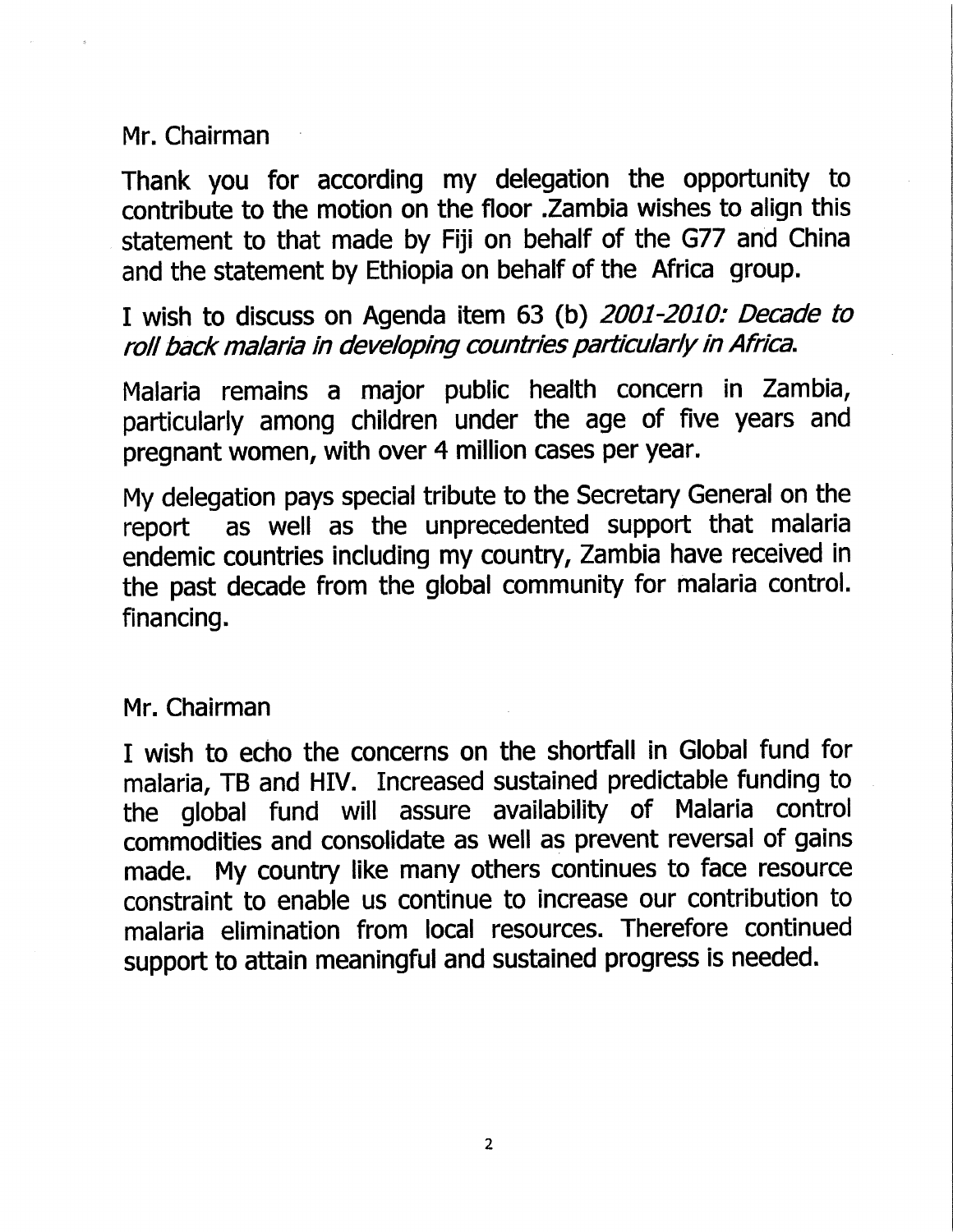Mr. Chairman

Thank you for according my delegation the opportunity to contribute to the motion on the floor .Zambia wishes to align this statement to that made by Fiji on behalf of the G77 and China and the statement by Ethiopia on behalf of the Africa group.

I wish to discuss on Agenda item 63 (b) *2001-2010: Decade to roll back malaria in developing countries particularly in Africa.*

Malaria remains a major public health concern in Zambia, particularly among children under the age of five years and pregnant women, with over 4 million cases per year.

My delegation pays special tribute to the Secretary General on the report as well as the unprecedented support that malaria endemic countries including my country, Zambia have received in the past decade from the global community for malaria control. financing.

Mr. Chairman

I wish to echo the concerns on the shortfall in Global fund for malaria, TB and HIV. Increased sustained predictable funding to the global fund will assure availability of Malaria control commodities and consolidate as well as prevent reversal of gains made. My country like many others continues to face resource constraint to enable us continue to increase our contribution to malaria elimination from local resources. Therefore continued support to attain meaningful and sustained progress is needed.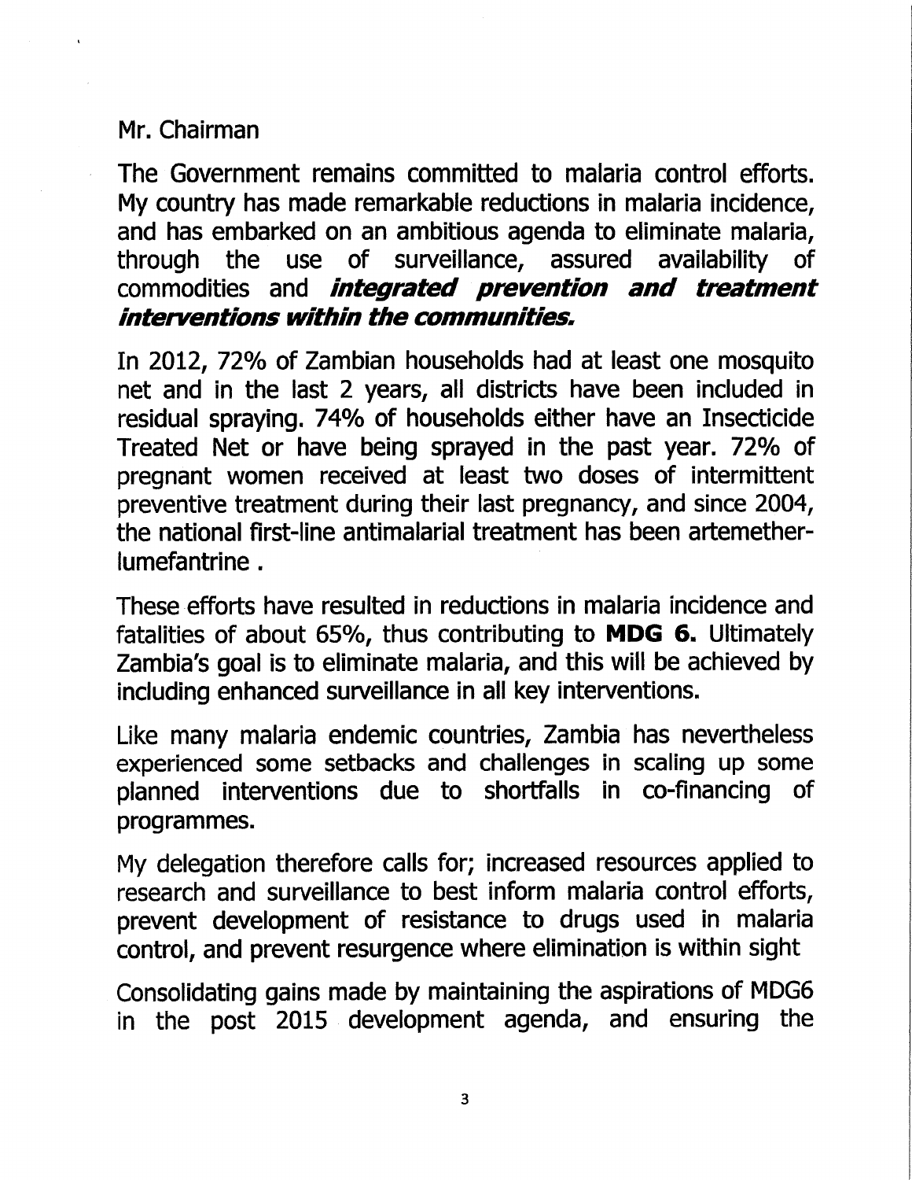Mr. Chairman

The Government remains committed to malaria control efforts. My country has made remarkable reductions in malaria incidence, and has embarked on an ambitious agenda to eliminate malaria, through the use of surveillance, assured availability of commodities and ***integrated prevention and treatment interventions within the communities.***

In 2012, 72% of Zambian households had at least one mosquito net and in the last 2 years, all districts have been included in residual spraying. 74% of households either have an Insecticide Treated Net or have being sprayed in the past year. 72% of pregnant women received at least two doses of intermittent preventive treatment during their last pregnancy, and since 2004, the national first-line antimalarial treatment has been artemether-lumefantrine .

These efforts have resulted in reductions in malaria incidence and fatalities of about 65%, thus contributing to **MDG 6.** Ultimately Zambia's goal is to eliminate malaria, and this will be achieved by including enhanced surveillance in all key interventions.

Like many malaria endemic countries, Zambia has nevertheless experienced some setbacks and challenges in scaling up some planned interventions due to shortfalls in co-financing of programmes.

My delegation therefore calls for; increased resources applied to research and surveillance to best inform malaria control efforts, prevent development of resistance to drugs used in malaria control, and prevent resurgence where elimination is within sight

Consolidating gains made by maintaining the aspirations of MDG6 in the post 2015 development agenda, and ensuring the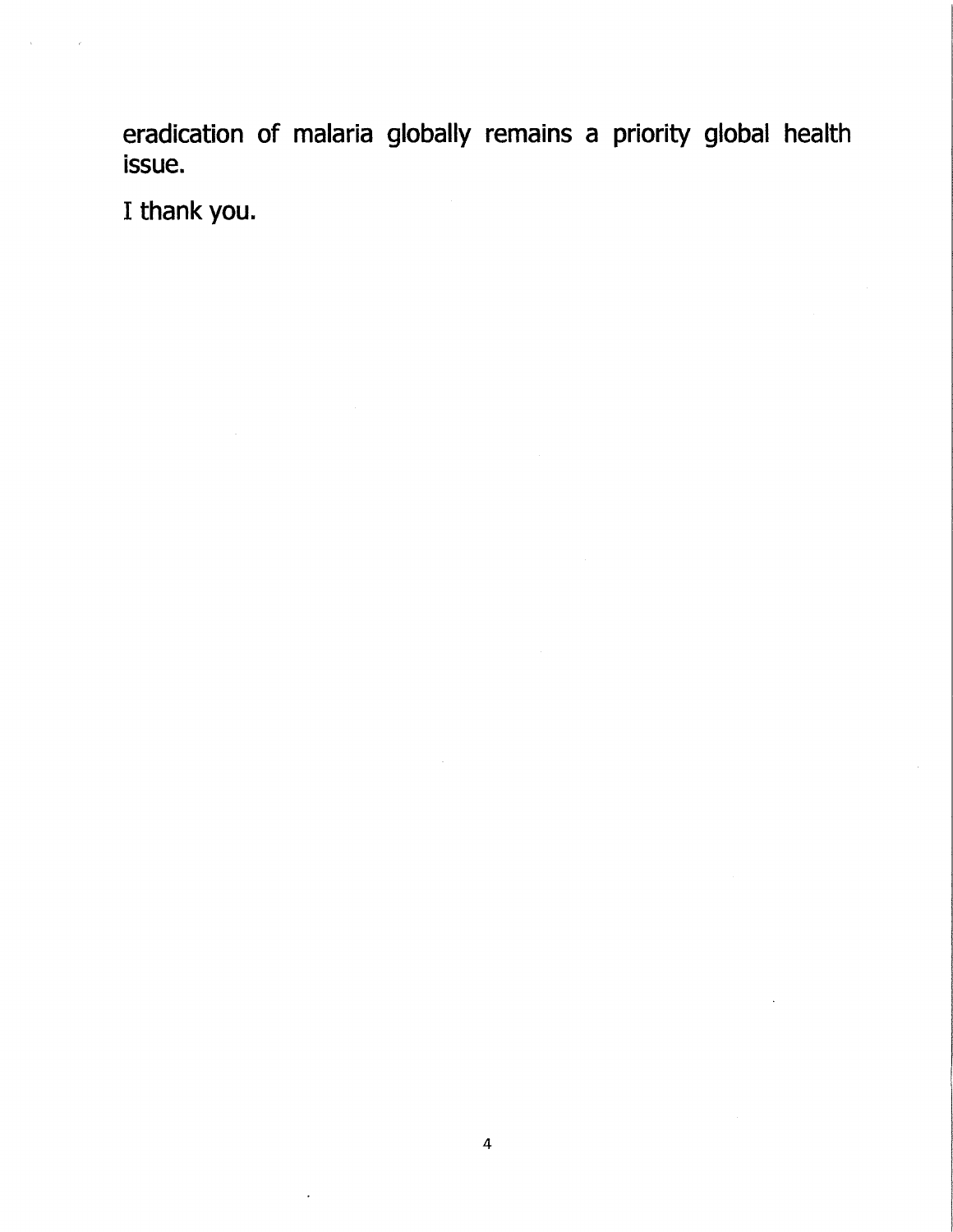eradication of malaria globally remains a priority global health issue.

I thank you.